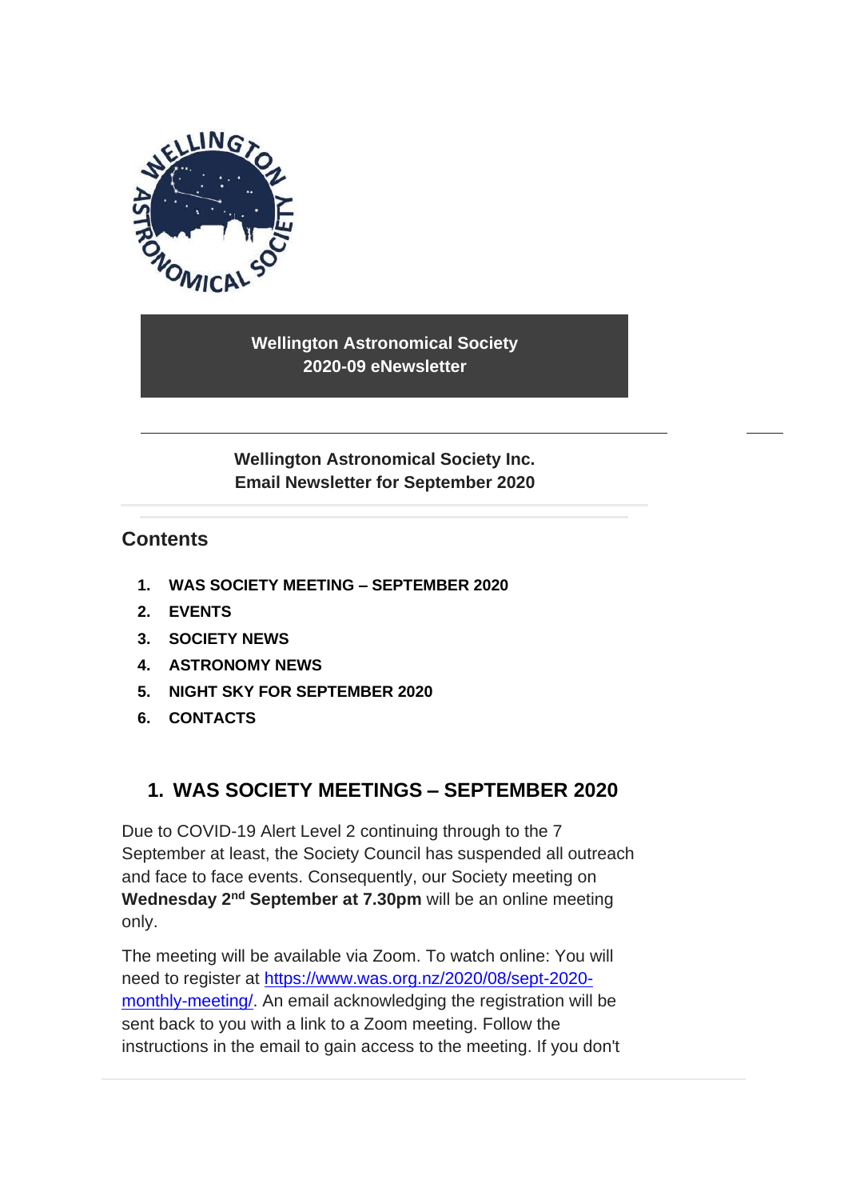**Wellington Astronomical Society**
**2020-09 eNewsletter**

**Wellington Astronomical Society Inc.**
**Email Newsletter for September 2020**

## Contents

1. **WAS SOCIETY MEETING – SEPTEMBER 2020**
2. **EVENTS**
3. **SOCIETY NEWS**
4. **ASTRONOMY NEWS**
5. **NIGHT SKY FOR SEPTEMBER 2020**
6. **CONTACTS**

## 1. WAS SOCIETY MEETINGS – SEPTEMBER 2020

Due to COVID-19 Alert Level 2 continuing through to the 7 September at least, the Society Council has suspended all outreach and face to face events. Consequently, our Society meeting on **Wednesday 2nd September at 7.30pm** will be an online meeting only.

The meeting will be available via Zoom. To watch online: You will need to register at [https://www.was.org.nz/2020/08/sept-2020-monthly-meeting/](https://www.was.org.nz/2020/08/sept-2020-monthly-meeting/). An email acknowledging the registration will be sent back to you with a link to a Zoom meeting. Follow the instructions in the email to gain access to the meeting. If you don't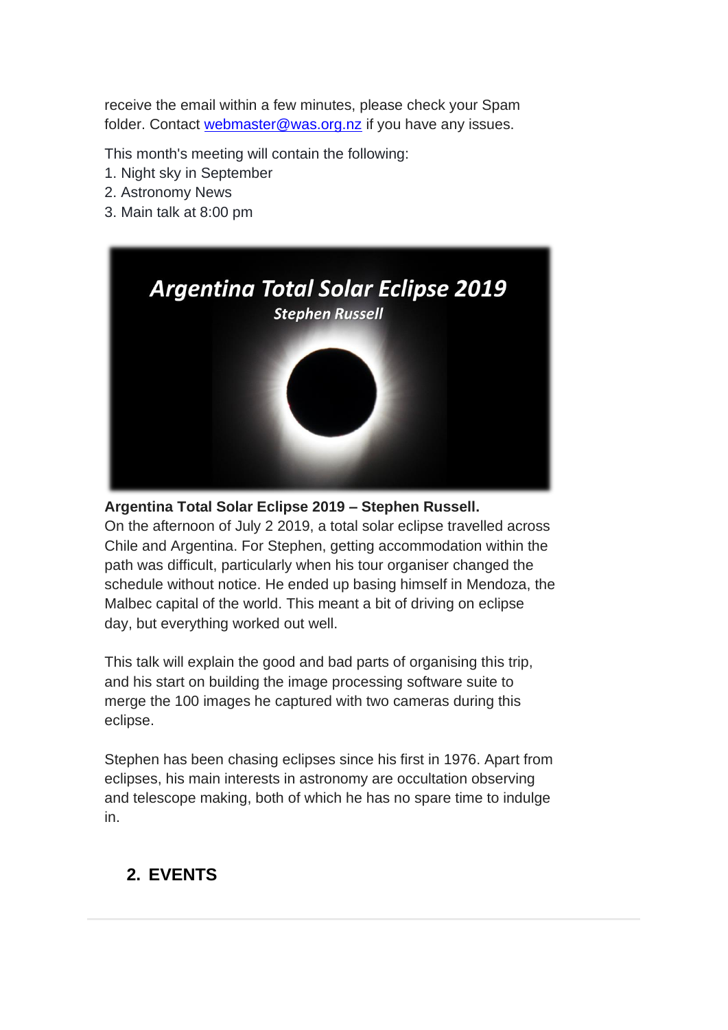receive the email within a few minutes, please check your Spam folder. Contact [webmaster@was.org.nz](mailto:webmaster@was.org.nz) if you have any issues.

This month's meeting will contain the following:

1. Night sky in September
2. Astronomy News
3. Main talk at 8:00 pm

**Argentina Total Solar Eclipse 2019 – Stephen Russell.**
On the afternoon of July 2 2019, a total solar eclipse travelled across Chile and Argentina. For Stephen, getting accommodation within the path was difficult, particularly when his tour organiser changed the schedule without notice. He ended up basing himself in Mendoza, the Malbec capital of the world. This meant a bit of driving on eclipse day, but everything worked out well.

This talk will explain the good and bad parts of organising this trip, and his start on building the image processing software suite to merge the 100 images he captured with two cameras during this eclipse.

Stephen has been chasing eclipses since his first in 1976. Apart from eclipses, his main interests in astronomy are occultation observing and telescope making, both of which he has no spare time to indulge in.

## 2. EVENTS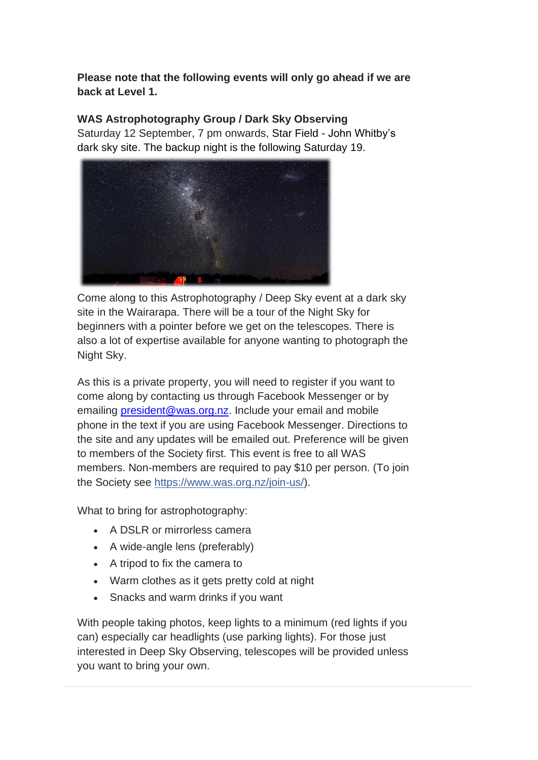**Please note that the following events will only go ahead if we are back at Level 1.**

**WAS Astrophotography Group / Dark Sky Observing**
Saturday 12 September, 7 pm onwards, Star Field - John Whitby's dark sky site. The backup night is the following Saturday 19.

Come along to this Astrophotography / Deep Sky event at a dark sky site in the Wairarapa. There will be a tour of the Night Sky for beginners with a pointer before we get on the telescopes. There is also a lot of expertise available for anyone wanting to photograph the Night Sky.

As this is a private property, you will need to register if you want to come along by contacting us through Facebook Messenger or by emailing president@was.org.nz. Include your email and mobile phone in the text if you are using Facebook Messenger. Directions to the site and any updates will be emailed out. Preference will be given to members of the Society first. This event is free to all WAS members. Non-members are required to pay $10 per person. (To join the Society see https://www.was.org.nz/join-us/).

What to bring for astrophotography:

- A DSLR or mirrorless camera
- A wide-angle lens (preferably)
- A tripod to fix the camera to
- Warm clothes as it gets pretty cold at night
- Snacks and warm drinks if you want

With people taking photos, keep lights to a minimum (red lights if you can) especially car headlights (use parking lights). For those just interested in Deep Sky Observing, telescopes will be provided unless you want to bring your own.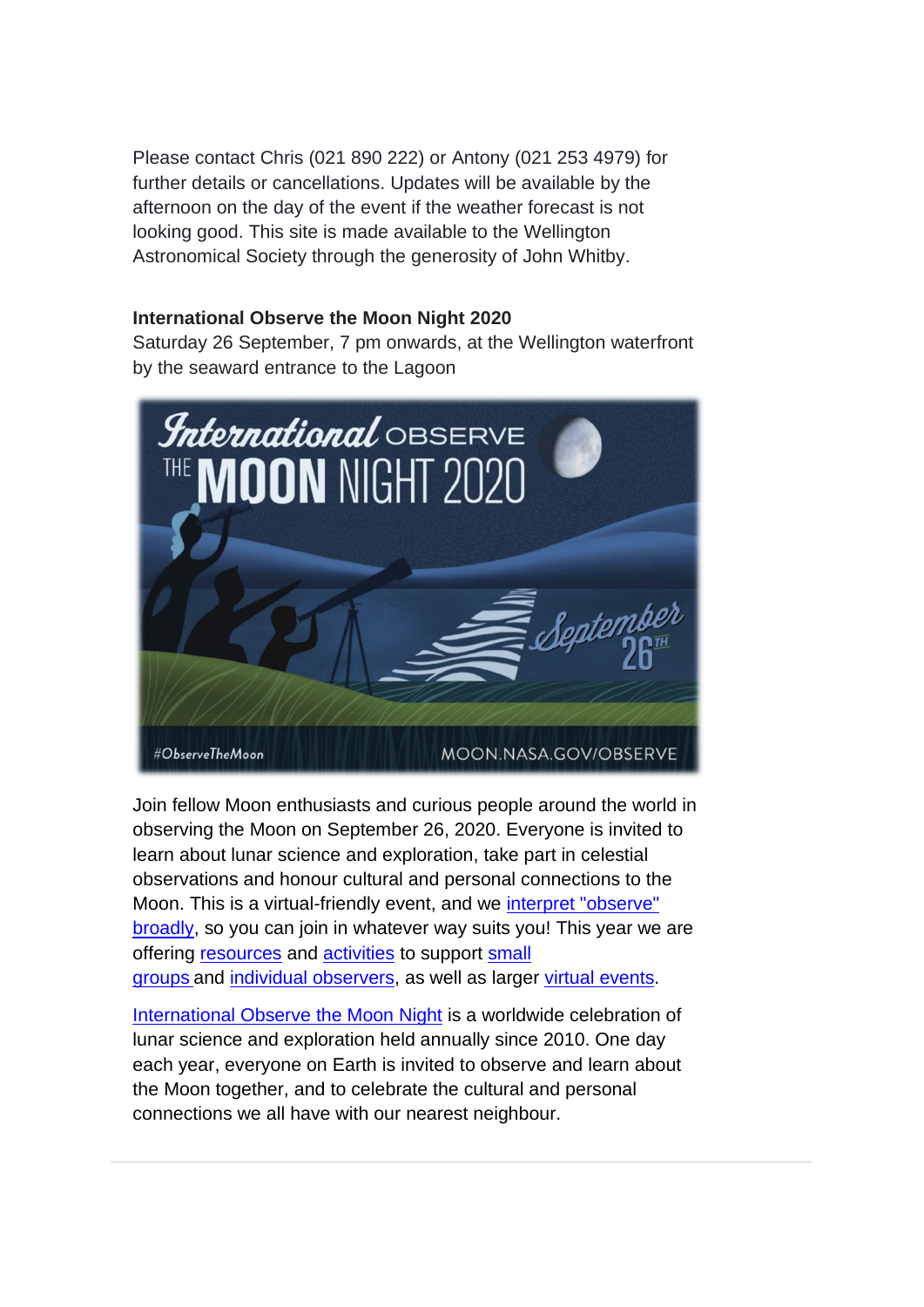Please contact Chris (021 890 222) or Antony (021 253 4979) for further details or cancellations. Updates will be available by the afternoon on the day of the event if the weather forecast is not looking good. This site is made available to the Wellington Astronomical Society through the generosity of John Whitby.

**International Observe the Moon Night 2020**
Saturday 26 September, 7 pm onwards, at the Wellington waterfront by the seaward entrance to the Lagoon

Join fellow Moon enthusiasts and curious people around the world in observing the Moon on September 26, 2020. Everyone is invited to learn about lunar science and exploration, take part in celestial observations and honour cultural and personal connections to the Moon. This is a virtual-friendly event, and we interpret "observe" broadly, so you can join in whatever way suits you! This year we are offering resources and activities to support small groups and individual observers, as well as larger virtual events.

International Observe the Moon Night is a worldwide celebration of lunar science and exploration held annually since 2010. One day each year, everyone on Earth is invited to observe and learn about the Moon together, and to celebrate the cultural and personal connections we all have with our nearest neighbour.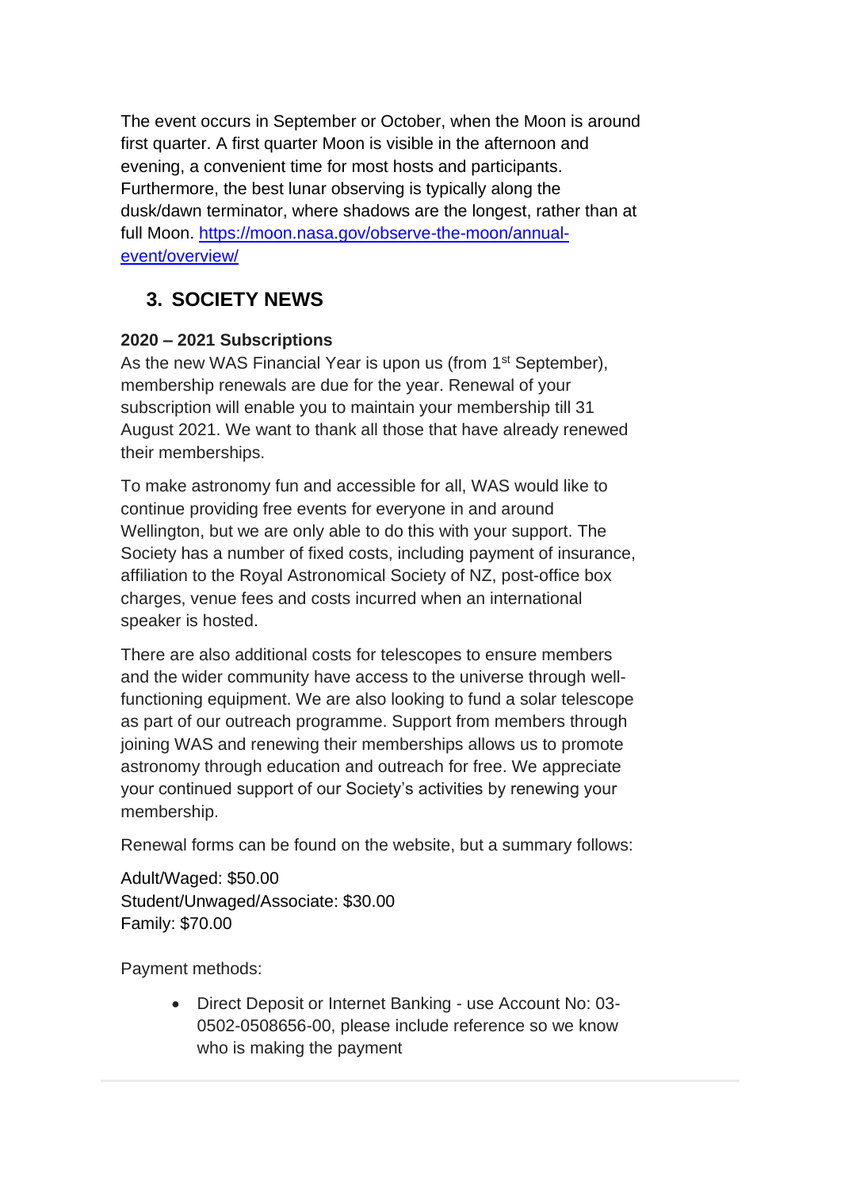The event occurs in September or October, when the Moon is around first quarter. A first quarter Moon is visible in the afternoon and evening, a convenient time for most hosts and participants. Furthermore, the best lunar observing is typically along the dusk/dawn terminator, where shadows are the longest, rather than at full Moon. [https://moon.nasa.gov/observe-the-moon/annual-event/overview/](https://moon.nasa.gov/observe-the-moon/annual-event/overview/)

## 3. SOCIETY NEWS

**2020 – 2021 Subscriptions**

As the new WAS Financial Year is upon us (from 1st September), membership renewals are due for the year. Renewal of your subscription will enable you to maintain your membership till 31 August 2021. We want to thank all those that have already renewed their memberships.

To make astronomy fun and accessible for all, WAS would like to continue providing free events for everyone in and around Wellington, but we are only able to do this with your support. The Society has a number of fixed costs, including payment of insurance, affiliation to the Royal Astronomical Society of NZ, post-office box charges, venue fees and costs incurred when an international speaker is hosted.

There are also additional costs for telescopes to ensure members and the wider community have access to the universe through well-functioning equipment. We are also looking to fund a solar telescope as part of our outreach programme. Support from members through joining WAS and renewing their memberships allows us to promote astronomy through education and outreach for free. We appreciate your continued support of our Society's activities by renewing your membership.

Renewal forms can be found on the website, but a summary follows:

Adult/Waged: $50.00
Student/Unwaged/Associate: $30.00
Family: $70.00

Payment methods:

- Direct Deposit or Internet Banking - use Account No: 03-0502-0508656-00, please include reference so we know who is making the payment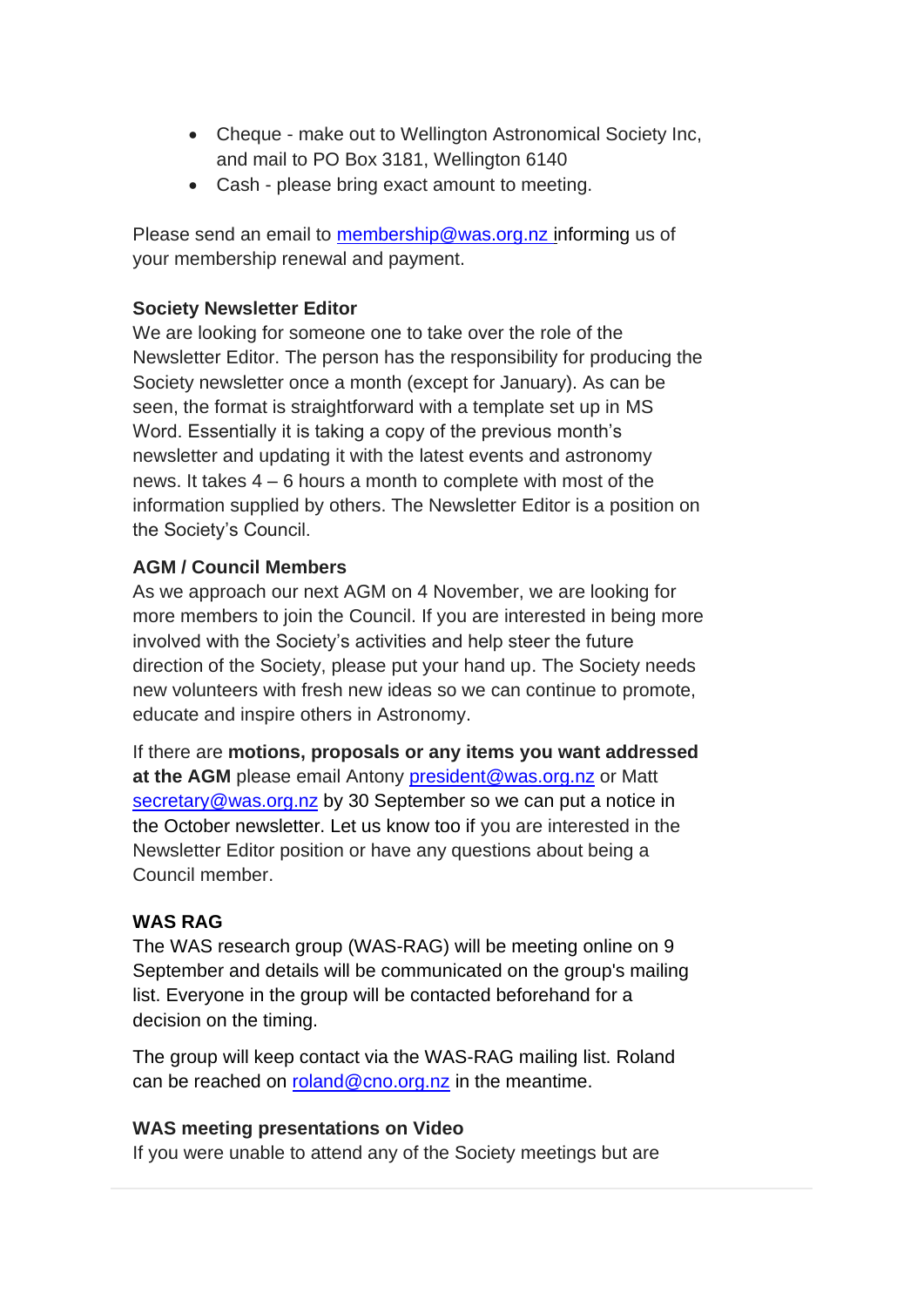- Cheque - make out to Wellington Astronomical Society Inc, and mail to PO Box 3181, Wellington 6140
- Cash - please bring exact amount to meeting.

Please send an email to membership@was.org.nz informing us of your membership renewal and payment.

**Society Newsletter Editor**

We are looking for someone one to take over the role of the Newsletter Editor. The person has the responsibility for producing the Society newsletter once a month (except for January). As can be seen, the format is straightforward with a template set up in MS Word. Essentially it is taking a copy of the previous month's newsletter and updating it with the latest events and astronomy news. It takes 4 – 6 hours a month to complete with most of the information supplied by others. The Newsletter Editor is a position on the Society's Council.

**AGM / Council Members**

As we approach our next AGM on 4 November, we are looking for more members to join the Council. If you are interested in being more involved with the Society's activities and help steer the future direction of the Society, please put your hand up. The Society needs new volunteers with fresh new ideas so we can continue to promote, educate and inspire others in Astronomy.

If there are **motions, proposals or any items you want addressed at the AGM** please email Antony president@was.org.nz or Matt secretary@was.org.nz by 30 September so we can put a notice in the October newsletter. Let us know too if you are interested in the Newsletter Editor position or have any questions about being a Council member.

**WAS RAG**

The WAS research group (WAS-RAG) will be meeting online on 9 September and details will be communicated on the group's mailing list. Everyone in the group will be contacted beforehand for a decision on the timing.

The group will keep contact via the WAS-RAG mailing list. Roland can be reached on roland@cno.org.nz in the meantime.

**WAS meeting presentations on Video**

If you were unable to attend any of the Society meetings but are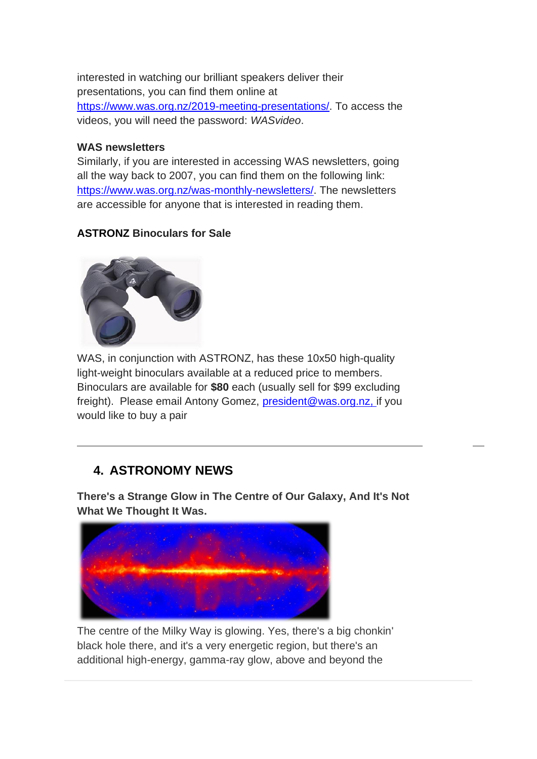interested in watching our brilliant speakers deliver their presentations, you can find them online at https://www.was.org.nz/2019-meeting-presentations/. To access the videos, you will need the password: *WASvideo*.

**WAS newsletters**

Similarly, if you are interested in accessing WAS newsletters, going all the way back to 2007, you can find them on the following link: https://www.was.org.nz/was-monthly-newsletters/. The newsletters are accessible for anyone that is interested in reading them.

**ASTRONZ Binoculars for Sale**

WAS, in conjunction with ASTRONZ, has these 10x50 high-quality light-weight binoculars available at a reduced price to members. Binoculars are available for **$80** each (usually sell for $99 excluding freight). Please email Antony Gomez, president@was.org.nz, if you would like to buy a pair

---

## 4. ASTRONOMY NEWS

**There's a Strange Glow in The Centre of Our Galaxy, And It's Not What We Thought It Was.**

The centre of the Milky Way is glowing. Yes, there's a big chonkin' black hole there, and it's a very energetic region, but there's an additional high-energy, gamma-ray glow, above and beyond the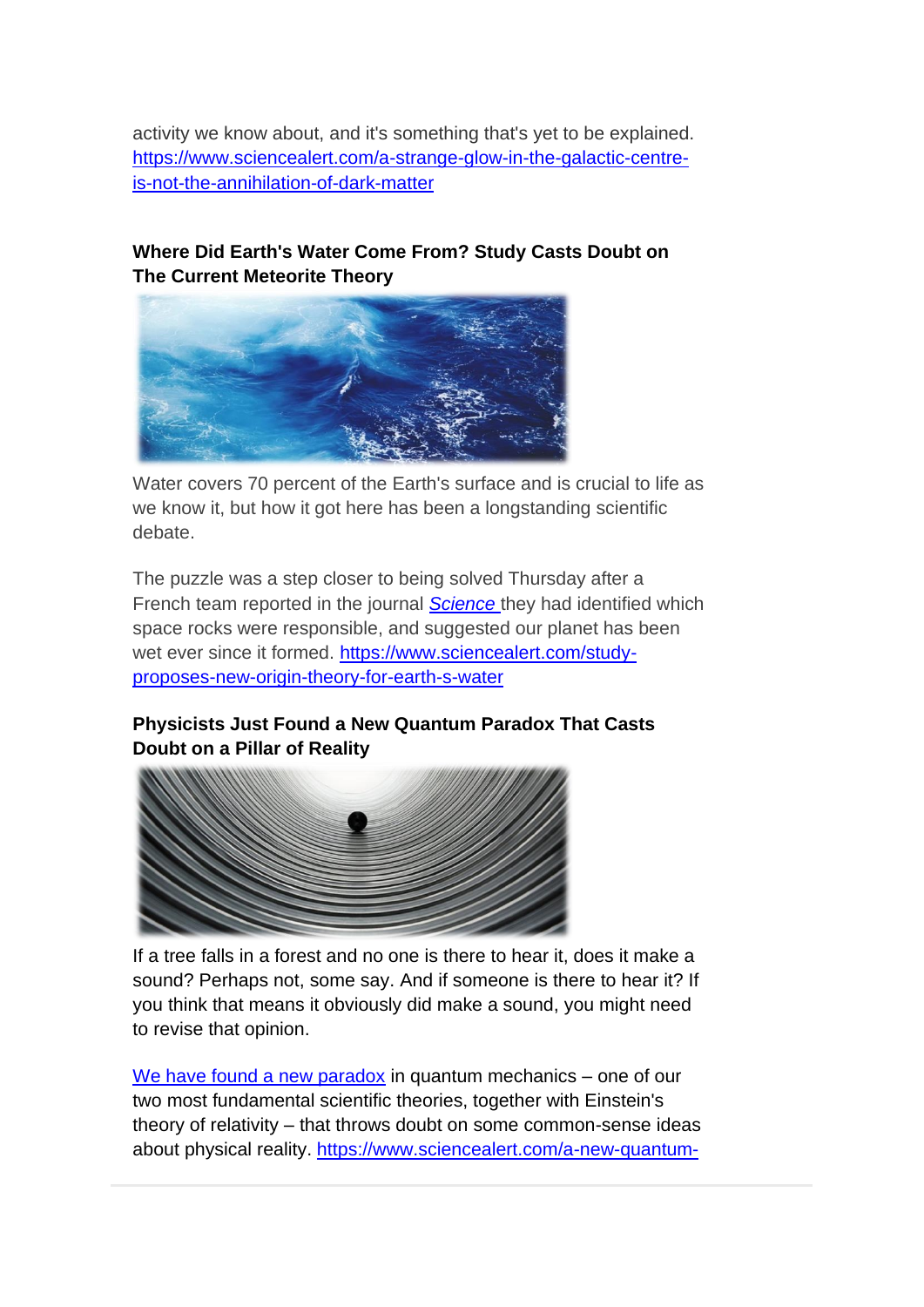activity we know about, and it's something that's yet to be explained. [https://www.sciencealert.com/a-strange-glow-in-the-galactic-centre-is-not-the-annihilation-of-dark-matter](https://www.sciencealert.com/a-strange-glow-in-the-galactic-centre-is-not-the-annihilation-of-dark-matter)

**Where Did Earth's Water Come From? Study Casts Doubt on The Current Meteorite Theory**

Water covers 70 percent of the Earth's surface and is crucial to life as we know it, but how it got here has been a longstanding scientific debate.

The puzzle was a step closer to being solved Thursday after a French team reported in the journal *Science* they had identified which space rocks were responsible, and suggested our planet has been wet ever since it formed. [https://www.sciencealert.com/study-proposes-new-origin-theory-for-earth-s-water](https://www.sciencealert.com/study-proposes-new-origin-theory-for-earth-s-water)

**Physicists Just Found a New Quantum Paradox That Casts Doubt on a Pillar of Reality**

If a tree falls in a forest and no one is there to hear it, does it make a sound? Perhaps not, some say. And if someone is there to hear it? If you think that means it obviously did make a sound, you might need to revise that opinion.

We have found a new paradox in quantum mechanics – one of our two most fundamental scientific theories, together with Einstein's theory of relativity – that throws doubt on some common-sense ideas about physical reality. https://www.sciencealert.com/a-new-quantum-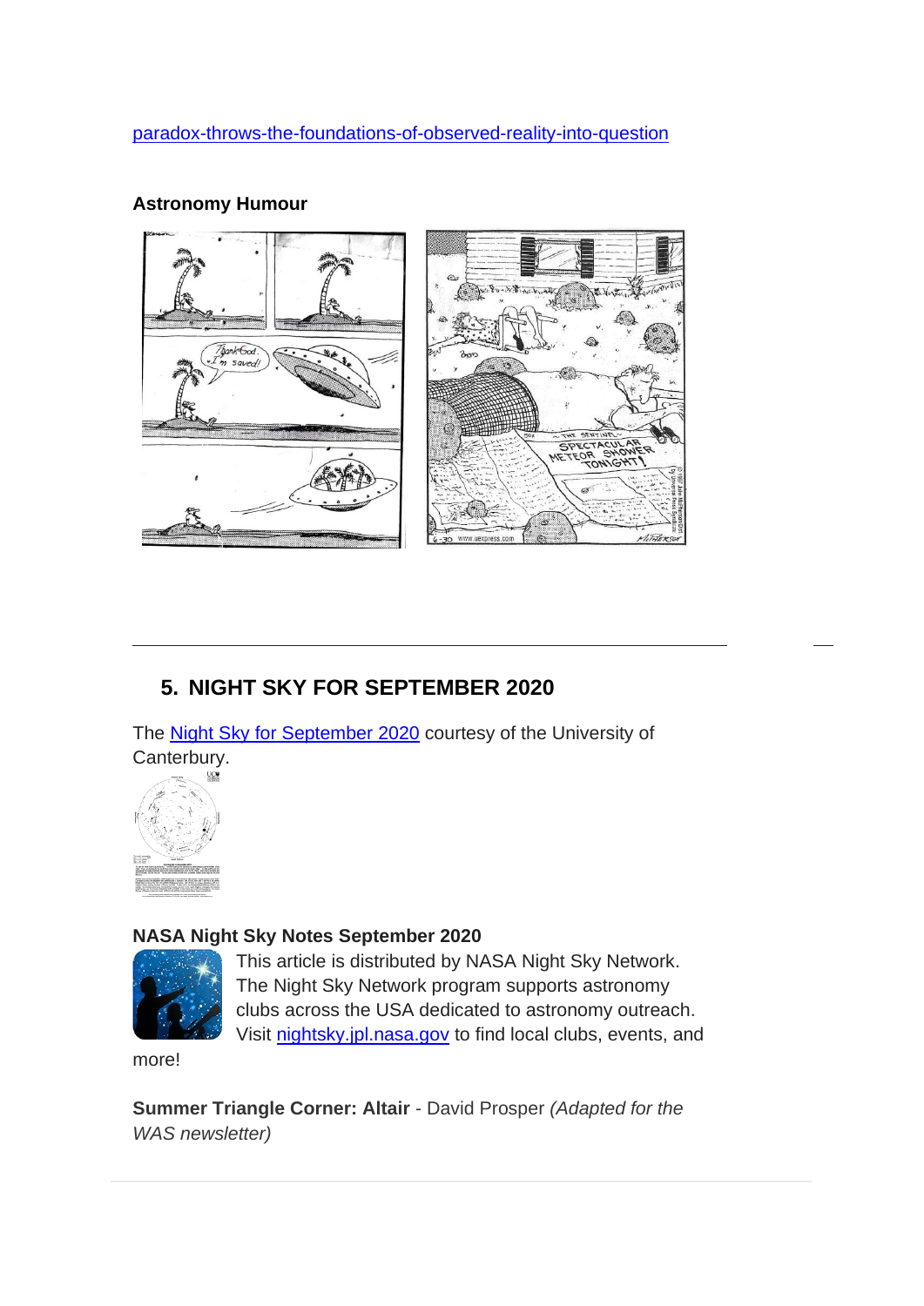paradox-throws-the-foundations-of-observed-reality-into-question

**Astronomy Humour**

---

## 5. NIGHT SKY FOR SEPTEMBER 2020

The Night Sky for September 2020 courtesy of the University of Canterbury.

### NASA Night Sky Notes September 2020

This article is distributed by NASA Night Sky Network. The Night Sky Network program supports astronomy clubs across the USA dedicated to astronomy outreach. Visit nightsky.jpl.nasa.gov to find local clubs, events, and more!

**Summer Triangle Corner: Altair** - David Prosper *(Adapted for the WAS newsletter)*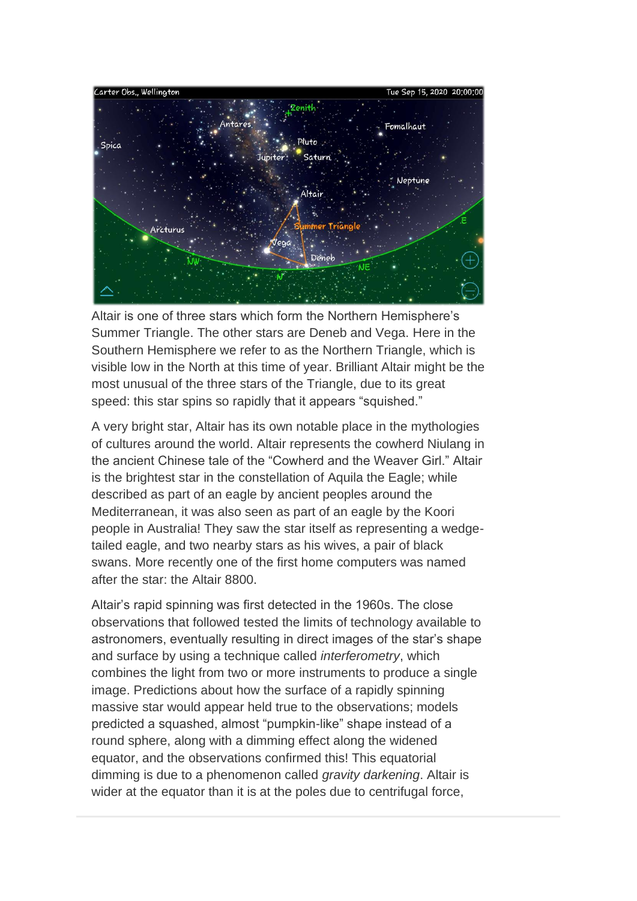Altair is one of three stars which form the Northern Hemisphere's Summer Triangle. The other stars are Deneb and Vega. Here in the Southern Hemisphere we refer to as the Northern Triangle, which is visible low in the North at this time of year. Brilliant Altair might be the most unusual of the three stars of the Triangle, due to its great speed: this star spins so rapidly that it appears "squished."

A very bright star, Altair has its own notable place in the mythologies of cultures around the world. Altair represents the cowherd Niulang in the ancient Chinese tale of the "Cowherd and the Weaver Girl." Altair is the brightest star in the constellation of Aquila the Eagle; while described as part of an eagle by ancient peoples around the Mediterranean, it was also seen as part of an eagle by the Koori people in Australia! They saw the star itself as representing a wedge-tailed eagle, and two nearby stars as his wives, a pair of black swans. More recently one of the first home computers was named after the star: the Altair 8800.

Altair's rapid spinning was first detected in the 1960s. The close observations that followed tested the limits of technology available to astronomers, eventually resulting in direct images of the star's shape and surface by using a technique called *interferometry*, which combines the light from two or more instruments to produce a single image. Predictions about how the surface of a rapidly spinning massive star would appear held true to the observations; models predicted a squashed, almost "pumpkin-like" shape instead of a round sphere, along with a dimming effect along the widened equator, and the observations confirmed this! This equatorial dimming is due to a phenomenon called *gravity darkening*. Altair is wider at the equator than it is at the poles due to centrifugal force,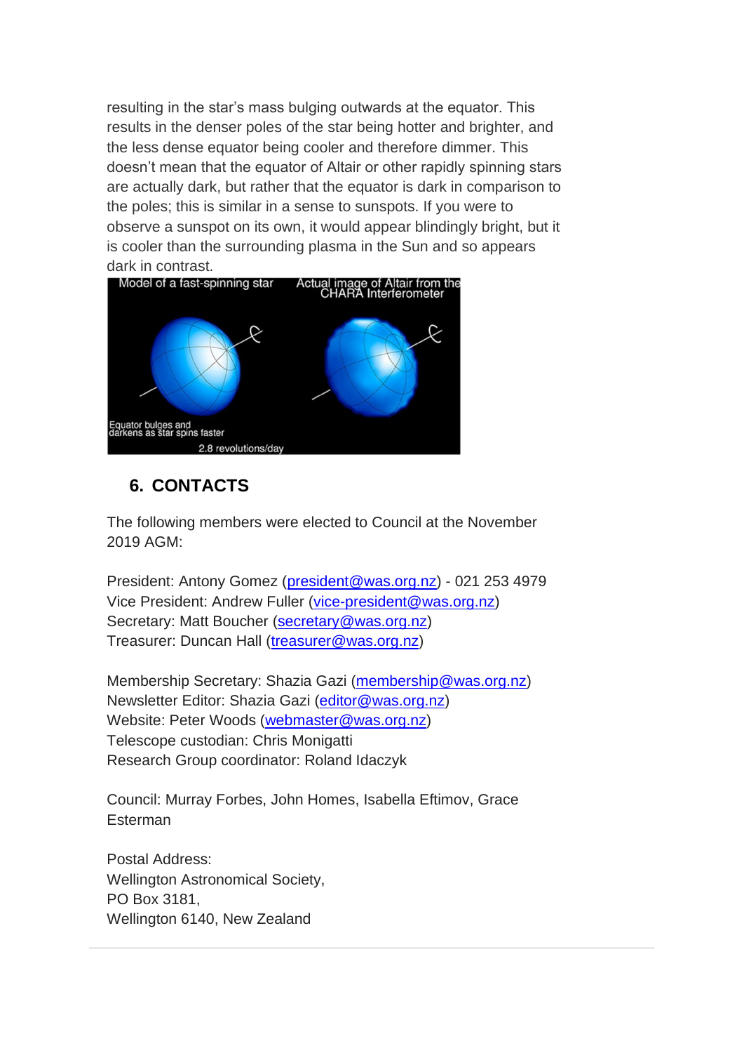resulting in the star's mass bulging outwards at the equator. This results in the denser poles of the star being hotter and brighter, and the less dense equator being cooler and therefore dimmer. This doesn't mean that the equator of Altair or other rapidly spinning stars are actually dark, but rather that the equator is dark in comparison to the poles; this is similar in a sense to sunspots. If you were to observe a sunspot on its own, it would appear blindingly bright, but it is cooler than the surrounding plasma in the Sun and so appears dark in contrast.

## 6. CONTACTS

The following members were elected to Council at the November 2019 AGM:

President: Antony Gomez (president@was.org.nz) - 021 253 4979
Vice President: Andrew Fuller (vice-president@was.org.nz)
Secretary: Matt Boucher (secretary@was.org.nz)
Treasurer: Duncan Hall (treasurer@was.org.nz)

Membership Secretary: Shazia Gazi (membership@was.org.nz)
Newsletter Editor: Shazia Gazi (editor@was.org.nz)
Website: Peter Woods (webmaster@was.org.nz)
Telescope custodian: Chris Monigatti
Research Group coordinator: Roland Idaczyk

Council: Murray Forbes, John Homes, Isabella Eftimov, Grace Esterman

Postal Address:
Wellington Astronomical Society,
PO Box 3181,
Wellington 6140, New Zealand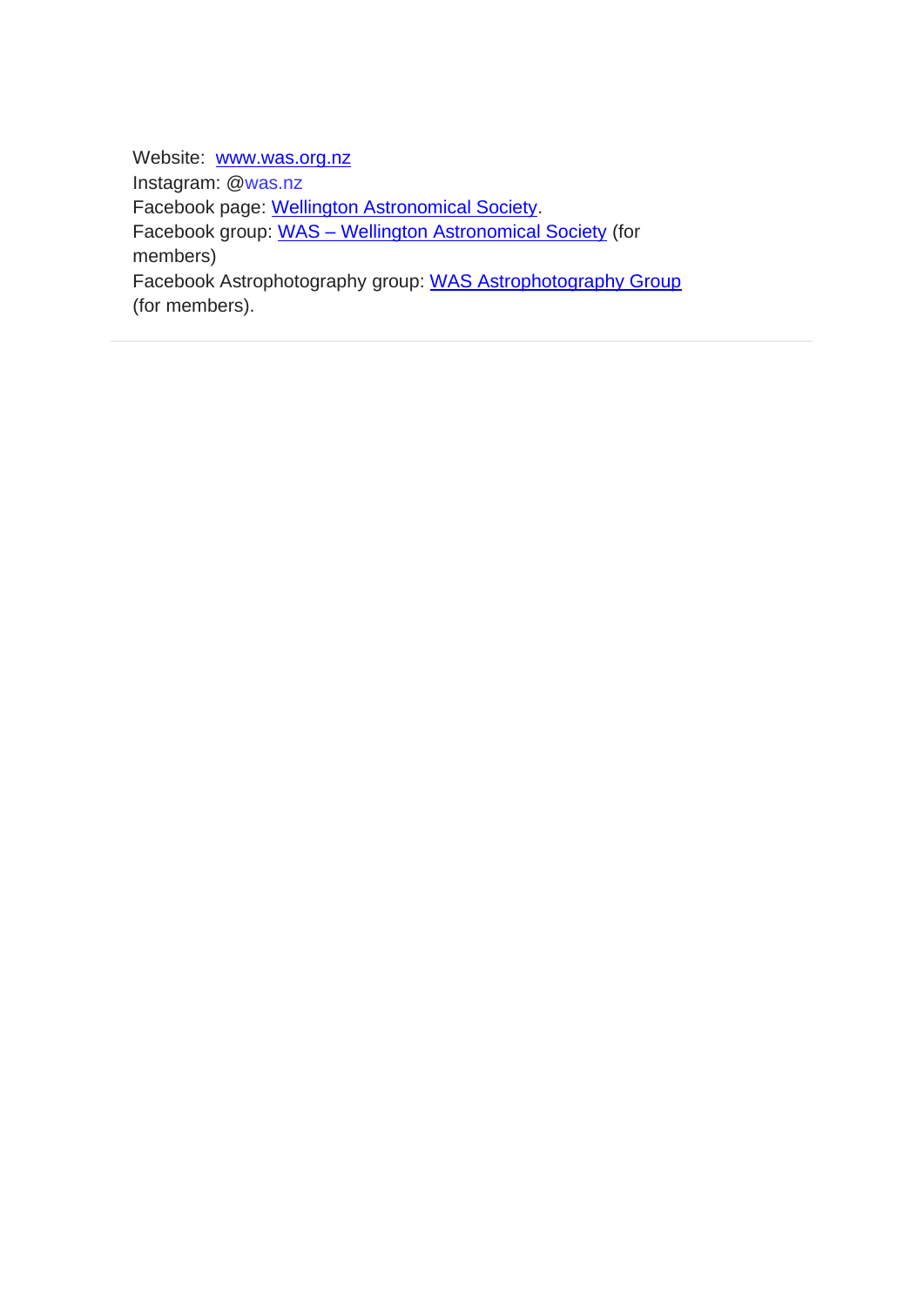Website: www.was.org.nz
Instagram: @was.nz
Facebook page: Wellington Astronomical Society.
Facebook group: WAS – Wellington Astronomical Society (for members)
Facebook Astrophotography group: WAS Astrophotography Group (for members).

---